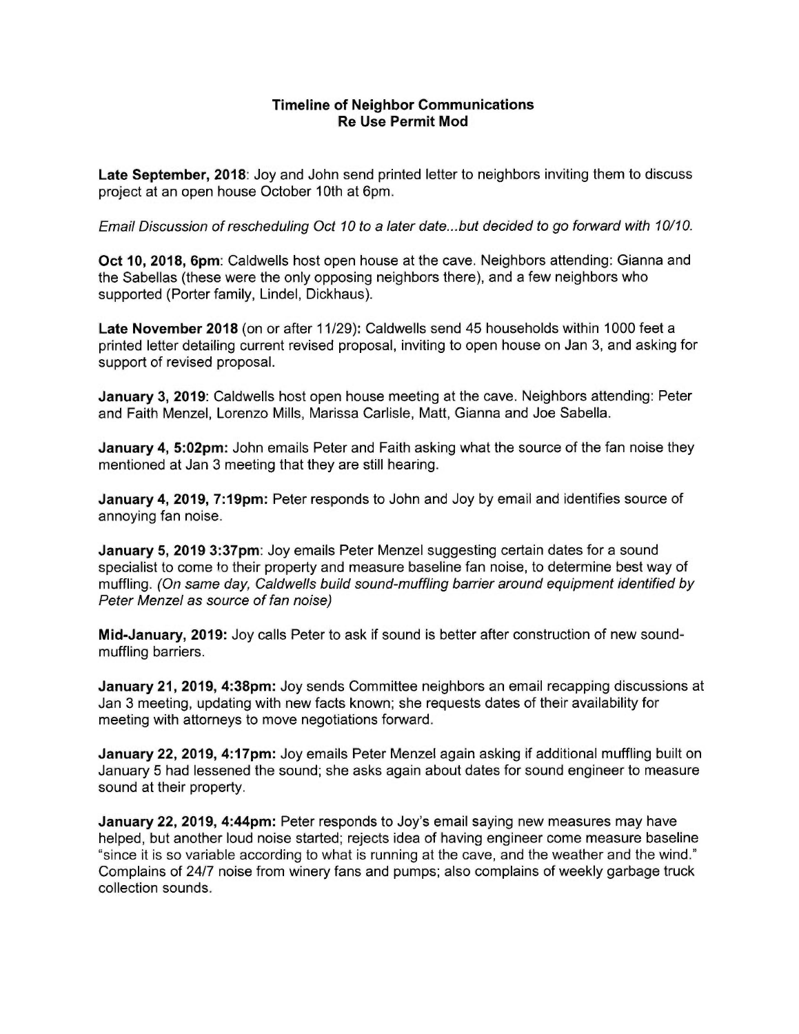# Timeline of Neighbor Communications
## Re Use Permit Mod

**Late September, 2018**: Joy and John send printed letter to neighbors inviting them to discuss project at an open house October 10th at 6pm.

*Email Discussion of rescheduling Oct 10 to a later date...but decided to go forward with 10/10.*

**Oct 10, 2018, 6pm**: Caldwells host open house at the cave. Neighbors attending: Gianna and the Sabellas (these were the only opposing neighbors there), and a few neighbors who supported (Porter family, Lindel, Dickhaus).

**Late November 2018** (on or after 11/29): Caldwells send 45 households within 1000 feet a printed letter detailing current revised proposal, inviting to open house on Jan 3, and asking for support of revised proposal.

**January 3, 2019**: Caldwells host open house meeting at the cave. Neighbors attending: Peter and Faith Menzel, Lorenzo Mills, Marissa Carlisle, Matt, Gianna and Joe Sabella.

**January 4, 5:02pm:** John emails Peter and Faith asking what the source of the fan noise they mentioned at Jan 3 meeting that they are still hearing.

**January 4, 2019, 7:19pm:** Peter responds to John and Joy by email and identifies source of annoying fan noise.

**January 5, 2019 3:37pm**: Joy emails Peter Menzel suggesting certain dates for a sound specialist to come to their property and measure baseline fan noise, to determine best way of muffling. *(On same day, Caldwells build sound-muffling barrier around equipment identified by Peter Menzel as source of fan noise)*

**Mid-January, 2019:** Joy calls Peter to ask if sound is better after construction of new sound-muffling barriers.

**January 21, 2019, 4:38pm:** Joy sends Committee neighbors an email recapping discussions at Jan 3 meeting, updating with new facts known; she requests dates of their availability for meeting with attorneys to move negotiations forward.

**January 22, 2019, 4:17pm:** Joy emails Peter Menzel again asking if additional muffling built on January 5 had lessened the sound; she asks again about dates for sound engineer to measure sound at their property.

**January 22, 2019, 4:44pm:** Peter responds to Joy's email saying new measures may have helped, but another loud noise started; rejects idea of having engineer come measure baseline "since it is so variable according to what is running at the cave, and the weather and the wind." Complains of 24/7 noise from winery fans and pumps; also complains of weekly garbage truck collection sounds.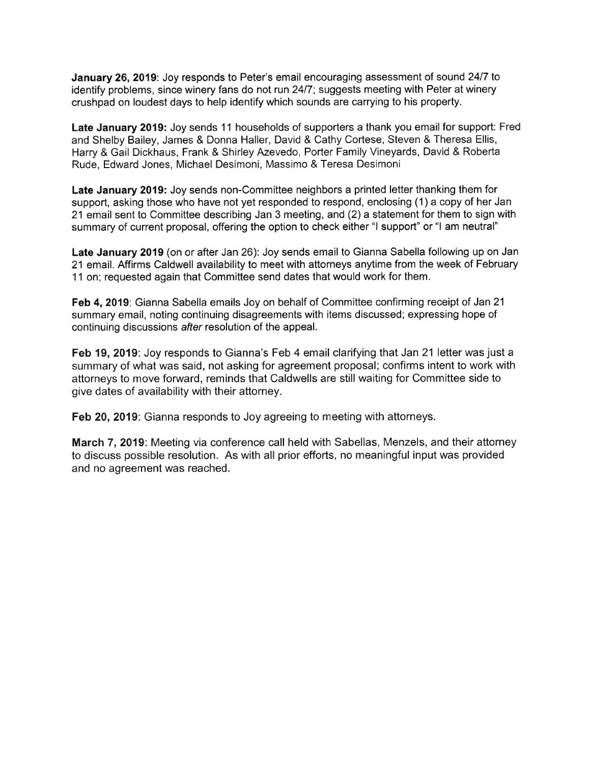**January 26, 2019**: Joy responds to Peter's email encouraging assessment of sound 24/7 to identify problems, since winery fans do not run 24/7; suggests meeting with Peter at winery crushpad on loudest days to help identify which sounds are carrying to his property.

**Late January 2019:** Joy sends 11 households of supporters a thank you email for support: Fred and Shelby Bailey, James & Donna Haller, David & Cathy Cortese, Steven & Theresa Ellis, Harry & Gail Dickhaus, Frank & Shirley Azevedo, Porter Family Vineyards, David & Roberta Rude, Edward Jones, Michael Desimoni, Massimo & Teresa Desimoni

**Late January 2019:** Joy sends non-Committee neighbors a printed letter thanking them for support, asking those who have not yet responded to respond, enclosing (1) a copy of her Jan 21 email sent to Committee describing Jan 3 meeting, and (2) a statement for them to sign with summary of current proposal, offering the option to check either "I support" or "I am neutral"

**Late January 2019** (on or after Jan 26): Joy sends email to Gianna Sabella following up on Jan 21 email. Affirms Caldwell availability to meet with attorneys anytime from the week of February 11 on; requested again that Committee send dates that would work for them.

**Feb 4, 2019**: Gianna Sabella emails Joy on behalf of Committee confirming receipt of Jan 21 summary email, noting continuing disagreements with items discussed; expressing hope of continuing discussions *after* resolution of the appeal.

**Feb 19, 2019**: Joy responds to Gianna's Feb 4 email clarifying that Jan 21 letter was just a summary of what was said, not asking for agreement proposal; confirms intent to work with attorneys to move forward, reminds that Caldwells are still waiting for Committee side to give dates of availability with their attorney.

**Feb 20, 2019**: Gianna responds to Joy agreeing to meeting with attorneys.

**March 7, 2019**: Meeting via conference call held with Sabellas, Menzels, and their attorney to discuss possible resolution. As with all prior efforts, no meaningful input was provided and no agreement was reached.